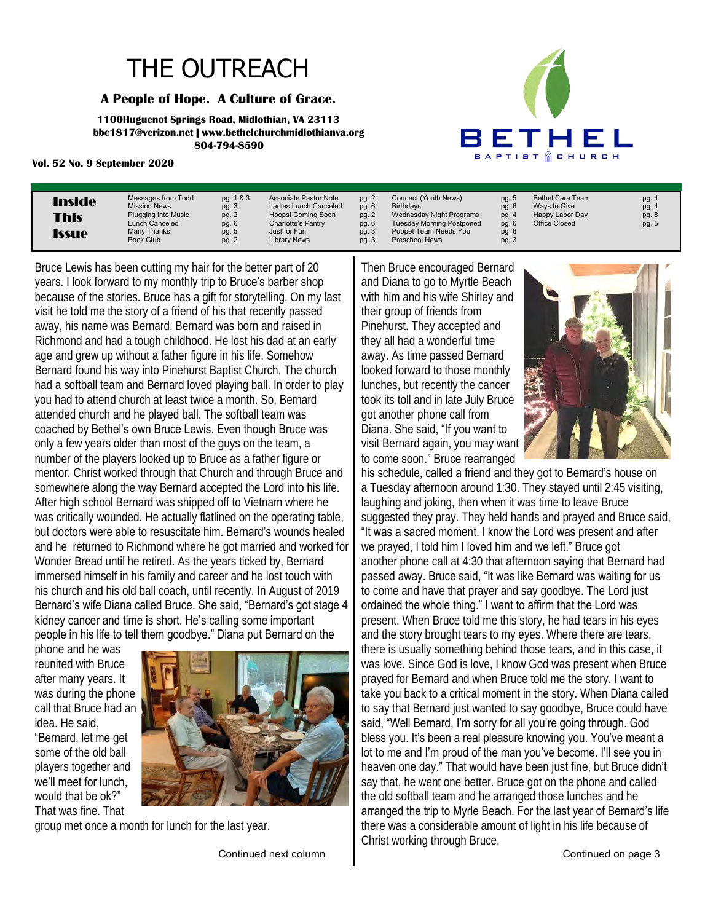# THE OUTREACH

**A People of Hope. A Culture of Grace.**

**1100Huguenot Springs Road, Midlothian, VA 23113**
**bbc1817@verizon.net | www.bethelchurchmidlothianva.org**
**804-794-8590**

**Vol. 52 No. 9 September 2020**

BETHEL BAPTIST CHURCH

## Inside This Issue

| | | | | | | | |
|---|---|---|---|---|---|---|---|
| Messages from Todd | pg. 1 & 3 | Associate Pastor Note | pg. 2 | Connect (Youth News) | pg. 5 | Bethel Care Team | pg. 4 |
| Mission News | pg. 3 | Ladies Lunch Canceled | pg. 6 | Birthdays | pg. 6 | Ways to Give | pg. 4 |
| Plugging Into Music | pg. 2 | Hoops! Coming Soon | pg. 2 | Wednesday Night Programs | pg. 4 | Happy Labor Day | pg. 8 |
| Lunch Canceled | pg. 6 | Charlotte's Pantry | pg. 6 | Tuesday Morning Postponed | pg. 6 | Office Closed | pg. 5 |
| Many Thanks | pg. 5 | Just for Fun | pg. 3 | Puppet Team Needs You | pg. 6 | | |
| Book Club | pg. 2 | Library News | pg. 3 | Preschool News | pg. 3 | | |

Bruce Lewis has been cutting my hair for the better part of 20 years. I look forward to my monthly trip to Bruce's barber shop because of the stories. Bruce has a gift for storytelling. On my last visit he told me the story of a friend of his that recently passed away, his name was Bernard. Bernard was born and raised in Richmond and had a tough childhood. He lost his dad at an early age and grew up without a father figure in his life. Somehow Bernard found his way into Pinehurst Baptist Church. The church had a softball team and Bernard loved playing ball. In order to play you had to attend church at least twice a month. So, Bernard attended church and he played ball. The softball team was coached by Bethel's own Bruce Lewis. Even though Bruce was only a few years older than most of the guys on the team, a number of the players looked up to Bruce as a father figure or mentor. Christ worked through that Church and through Bruce and somewhere along the way Bernard accepted the Lord into his life. After high school Bernard was shipped off to Vietnam where he was critically wounded. He actually flatlined on the operating table, but doctors were able to resuscitate him. Bernard's wounds healed and he returned to Richmond where he got married and worked for Wonder Bread until he retired. As the years ticked by, Bernard immersed himself in his family and career and he lost touch with his church and his old ball coach, until recently. In August of 2019 Bernard's wife Diana called Bruce. She said, "Bernard's got stage 4 kidney cancer and time is short. He's calling some important people in his life to tell them goodbye." Diana put Bernard on the phone and he was reunited with Bruce after many years. It was during the phone call that Bruce had an idea. He said, "Bernard, let me get some of the old ball players together and we'll meet for lunch, would that be ok?" That was fine. That group met once a month for lunch for the last year.

Continued next column

Then Bruce encouraged Bernard and Diana to go to Myrtle Beach with him and his wife Shirley and their group of friends from Pinehurst. They accepted and they all had a wonderful time away. As time passed Bernard looked forward to those monthly lunches, but recently the cancer took its toll and in late July Bruce got another phone call from Diana. She said, "If you want to visit Bernard again, you may want to come soon." Bruce rearranged his schedule, called a friend and they got to Bernard's house on a Tuesday afternoon around 1:30. They stayed until 2:45 visiting, laughing and joking, then when it was time to leave Bruce suggested they pray. They held hands and prayed and Bruce said, "It was a sacred moment. I know the Lord was present and after we prayed, I told him I loved him and we left." Bruce got another phone call at 4:30 that afternoon saying that Bernard had passed away. Bruce said, "It was like Bernard was waiting for us to come and have that prayer and say goodbye. The Lord just ordained the whole thing." I want to affirm that the Lord was present. When Bruce told me this story, he had tears in his eyes and the story brought tears to my eyes. Where there are tears, there is usually something behind those tears, and in this case, it was love. Since God is love, I know God was present when Bruce prayed for Bernard and when Bruce told me the story. I want to take you back to a critical moment in the story. When Diana called to say that Bernard just wanted to say goodbye, Bruce could have said, "Well Bernard, I'm sorry for all you're going through. God bless you. It's been a real pleasure knowing you. You've meant a lot to me and I'm proud of the man you've become. I'll see you in heaven one day." That would have been just fine, but Bruce didn't say that, he went one better. Bruce got on the phone and called the old softball team and he arranged those lunches and he arranged the trip to Myrle Beach. For the last year of Bernard's life there was a considerable amount of light in his life because of Christ working through Bruce.

Continued on page 3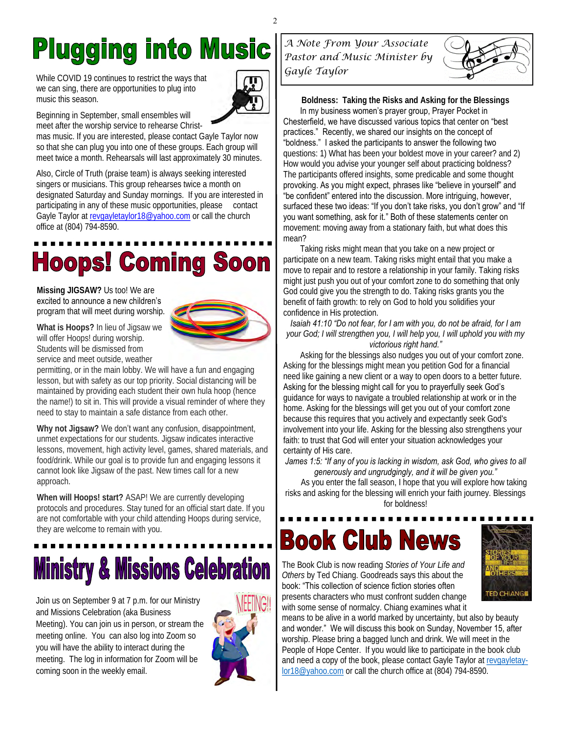# Plugging into Music

While COVID 19 continues to restrict the ways that we can sing, there are opportunities to plug into music this season.

Beginning in September, small ensembles will meet after the worship service to rehearse Christmas music. If you are interested, please contact Gayle Taylor now so that she can plug you into one of these groups. Each group will meet twice a month. Rehearsals will last approximately 30 minutes.

Also, Circle of Truth (praise team) is always seeking interested singers or musicians. This group rehearses twice a month on designated Saturday and Sunday mornings. If you are interested in participating in any of these music opportunities, please contact Gayle Taylor at revgayletaylor18@yahoo.com or call the church office at (804) 794-8590.

# Hoops! Coming Soon

**Missing JIGSAW?** Us too! We are excited to announce a new children's program that will meet during worship.

**What is Hoops?** In lieu of Jigsaw we will offer Hoops! during worship. Students will be dismissed from service and meet outside, weather permitting, or in the main lobby. We will have a fun and engaging lesson, but with safety as our top priority. Social distancing will be maintained by providing each student their own hula hoop (hence the name!) to sit in. This will provide a visual reminder of where they need to stay to maintain a safe distance from each other.

**Why not Jigsaw?** We don't want any confusion, disappointment, unmet expectations for our students. Jigsaw indicates interactive lessons, movement, high activity level, games, shared materials, and food/drink. While our goal is to provide fun and engaging lessons it cannot look like Jigsaw of the past. New times call for a new approach.

**When will Hoops! start?** ASAP! We are currently developing protocols and procedures. Stay tuned for an official start date. If you are not comfortable with your child attending Hoops during service, they are welcome to remain with you.

# Ministry & Missions Celebration

Join us on September 9 at 7 p.m. for our Ministry and Missions Celebration (aka Business Meeting). You can join us in person, or stream the meeting online. You can also log into Zoom so you will have the ability to interact during the meeting. The log in information for Zoom will be coming soon in the weekly email.

## *A Note From Your Associate Pastor and Music Minister by Gayle Taylor*

**Boldness: Taking the Risks and Asking for the Blessings**

In my business women's prayer group, Prayer Pocket in Chesterfield, we have discussed various topics that center on "best practices." Recently, we shared our insights on the concept of "boldness." I asked the participants to answer the following two questions: 1) What has been your boldest move in your career? and 2) How would you advise your younger self about practicing boldness? The participants offered insights, some predicable and some thought provoking. As you might expect, phrases like "believe in yourself" and "be confident" entered into the discussion. More intriguing, however, surfaced these two ideas: "If you don't take risks, you don't grow" and "If you want something, ask for it." Both of these statements center on movement: moving away from a stationary faith, but what does this mean?

Taking risks might mean that you take on a new project or participate on a new team. Taking risks might entail that you make a move to repair and to restore a relationship in your family. Taking risks might just push you out of your comfort zone to do something that only God could give you the strength to do. Taking risks grants you the benefit of faith growth: to rely on God to hold you solidifies your confidence in His protection.

*Isaiah 41:10 "Do not fear, for I am with you, do not be afraid, for I am your God; I will strengthen you, I will help you, I will uphold you with my victorious right hand."*

Asking for the blessings also nudges you out of your comfort zone. Asking for the blessings might mean you petition God for a financial need like gaining a new client or a way to open doors to a better future. Asking for the blessing might call for you to prayerfully seek God's guidance for ways to navigate a troubled relationship at work or in the home. Asking for the blessings will get you out of your comfort zone because this requires that you actively and expectantly seek God's involvement into your life. Asking for the blessing also strengthens your faith: to trust that God will enter your situation acknowledges your certainty of His care.

*James 1:5: "If any of you is lacking in wisdom, ask God, who gives to all generously and ungrudgingly, and it will be given you."*

As you enter the fall season, I hope that you will explore how taking risks and asking for the blessing will enrich your faith journey. Blessings for boldness!

# Book Club News

The Book Club is now reading *Stories of Your Life and Others* by Ted Chiang. Goodreads says this about the book: "This collection of science fiction stories often presents characters who must confront sudden change with some sense of normalcy. Chiang examines what it means to be alive in a world marked by uncertainty, but also by beauty and wonder." We will discuss this book on Sunday, November 15, after worship. Please bring a bagged lunch and drink. We will meet in the People of Hope Center. If you would like to participate in the book club and need a copy of the book, please contact Gayle Taylor at revgayletaylor18@yahoo.com or call the church office at (804) 794-8590.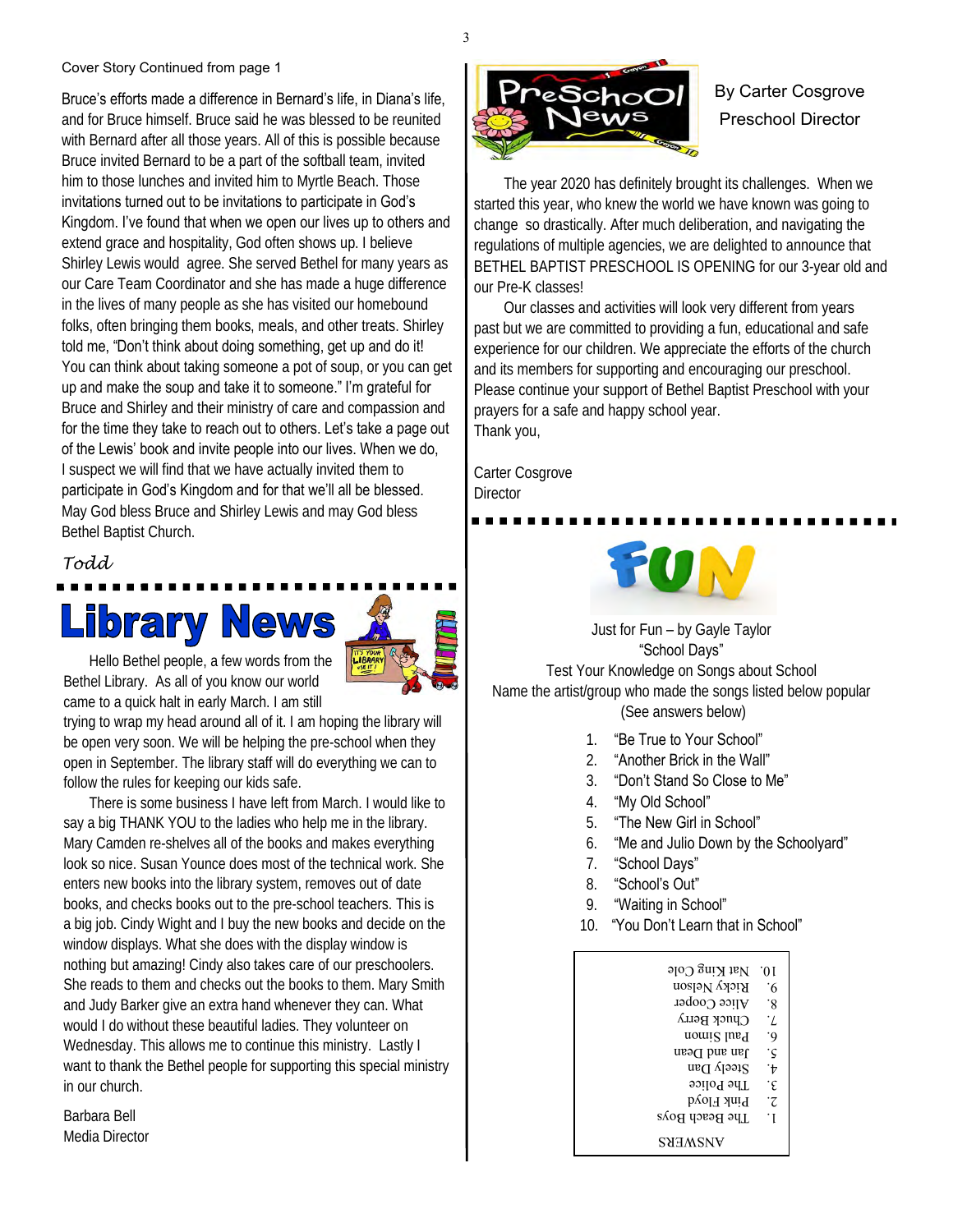Cover Story Continued from page 1

Bruce's efforts made a difference in Bernard's life, in Diana's life, and for Bruce himself. Bruce said he was blessed to be reunited with Bernard after all those years. All of this is possible because Bruce invited Bernard to be a part of the softball team, invited him to those lunches and invited him to Myrtle Beach. Those invitations turned out to be invitations to participate in God's Kingdom. I've found that when we open our lives up to others and extend grace and hospitality, God often shows up. I believe Shirley Lewis would agree. She served Bethel for many years as our Care Team Coordinator and she has made a huge difference in the lives of many people as she has visited our homebound folks, often bringing them books, meals, and other treats. Shirley told me, "Don't think about doing something, get up and do it! You can think about taking someone a pot of soup, or you can get up and make the soup and take it to someone." I'm grateful for Bruce and Shirley and their ministry of care and compassion and for the time they take to reach out to others. Let's take a page out of the Lewis' book and invite people into our lives. When we do, I suspect we will find that we have actually invited them to participate in God's Kingdom and for that we'll all be blessed. May God bless Bruce and Shirley Lewis and may God bless Bethel Baptist Church.

*Todd*

# Library News

Hello Bethel people, a few words from the Bethel Library. As all of you know our world came to a quick halt in early March. I am still trying to wrap my head around all of it. I am hoping the library will be open very soon. We will be helping the pre-school when they open in September. The library staff will do everything we can to follow the rules for keeping our kids safe.

There is some business I have left from March. I would like to say a big THANK YOU to the ladies who help me in the library. Mary Camden re-shelves all of the books and makes everything look so nice. Susan Younce does most of the technical work. She enters new books into the library system, removes out of date books, and checks books out to the pre-school teachers. This is a big job. Cindy Wight and I buy the new books and decide on the window displays. What she does with the display window is nothing but amazing! Cindy also takes care of our preschoolers. She reads to them and checks out the books to them. Mary Smith and Judy Barker give an extra hand whenever they can. What would I do without these beautiful ladies. They volunteer on Wednesday. This allows me to continue this ministry. Lastly I want to thank the Bethel people for supporting this special ministry in our church.

Barbara Bell
Media Director

# PreSchool News

By Carter Cosgrove
Preschool Director

The year 2020 has definitely brought its challenges. When we started this year, who knew the world we have known was going to change so drastically. After much deliberation, and navigating the regulations of multiple agencies, we are delighted to announce that BETHEL BAPTIST PRESCHOOL IS OPENING for our 3-year old and our Pre-K classes!

Our classes and activities will look very different from years past but we are committed to providing a fun, educational and safe experience for our children. We appreciate the efforts of the church and its members for supporting and encouraging our preschool. Please continue your support of Bethel Baptist Preschool with your prayers for a safe and happy school year.

Thank you,

Carter Cosgrove
Director

# FUN

Just for Fun – by Gayle Taylor
"School Days"
Test Your Knowledge on Songs about School
Name the artist/group who made the songs listed below popular
(See answers below)

1. "Be True to Your School"
2. "Another Brick in the Wall"
3. "Don't Stand So Close to Me"
4. "My Old School"
5. "The New Girl in School"
6. "Me and Julio Down by the Schoolyard"
7. "School Days"
8. "School's Out"
9. "Waiting in School"
10. "You Don't Learn that in School"

ANSWERS

1. The Beach Boys
2. Pink Floyd
3. The Police
4. Steely Dan
5. Jan and Dean
6. Paul Simon
7. Chuck Berry
8. Alice Cooper
9. Ricky Nelson
10. Nat King Cole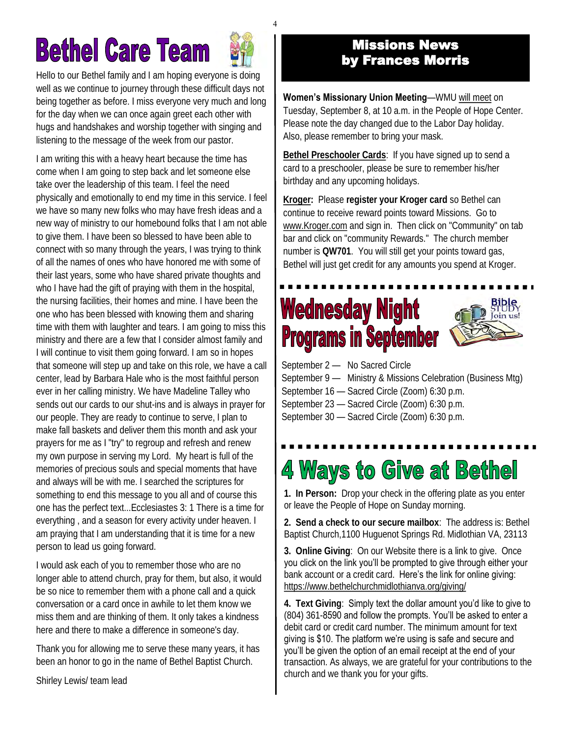# Bethel Care Team

Hello to our Bethel family and I am hoping everyone is doing well as we continue to journey through these difficult days not being together as before. I miss everyone very much and long for the day when we can once again greet each other with hugs and handshakes and worship together with singing and listening to the message of the week from our pastor.

I am writing this with a heavy heart because the time has come when I am going to step back and let someone else take over the leadership of this team. I feel the need physically and emotionally to end my time in this service. I feel we have so many new folks who may have fresh ideas and a new way of ministry to our homebound folks that I am not able to give them. I have been so blessed to have been able to connect with so many through the years, I was trying to think of all the names of ones who have honored me with some of their last years, some who have shared private thoughts and who I have had the gift of praying with them in the hospital, the nursing facilities, their homes and mine. I have been the one who has been blessed with knowing them and sharing time with them with laughter and tears. I am going to miss this ministry and there are a few that I consider almost family and I will continue to visit them going forward. I am so in hopes that someone will step up and take on this role, we have a call center, lead by Barbara Hale who is the most faithful person ever in her calling ministry. We have Madeline Talley who sends out our cards to our shut-ins and is always in prayer for our people. They are ready to continue to serve, I plan to make fall baskets and deliver them this month and ask your prayers for me as I "try" to regroup and refresh and renew my own purpose in serving my Lord. My heart is full of the memories of precious souls and special moments that have and always will be with me. I searched the scriptures for something to end this message to you all and of course this one has the perfect text...Ecclesiastes 3: 1 There is a time for everything , and a season for every activity under heaven. I am praying that I am understanding that it is time for a new person to lead us going forward.

I would ask each of you to remember those who are no longer able to attend church, pray for them, but also, it would be so nice to remember them with a phone call and a quick conversation or a card once in awhile to let them know we miss them and are thinking of them. It only takes a kindness here and there to make a difference in someone's day.

Thank you for allowing me to serve these many years, it has been an honor to go in the name of Bethel Baptist Church.

Shirley Lewis/ team lead

## Missions News by Frances Morris

**Women's Missionary Union Meeting**—WMU will meet on Tuesday, September 8, at 10 a.m. in the People of Hope Center. Please note the day changed due to the Labor Day holiday. Also, please remember to bring your mask.

**Bethel Preschooler Cards**: If you have signed up to send a card to a preschooler, please be sure to remember his/her birthday and any upcoming holidays.

**Kroger:** Please **register your Kroger card** so Bethel can continue to receive reward points toward Missions. Go to www.Kroger.com and sign in. Then click on "Community" on tab bar and click on "community Rewards." The church member number is **QW701**. You will still get your points toward gas, Bethel will just get credit for any amounts you spend at Kroger.

# Wednesday Night Programs in September

September 2 — No Sacred Circle
September 9 — Ministry & Missions Celebration (Business Mtg)
September 16 — Sacred Circle (Zoom) 6:30 p.m.
September 23 — Sacred Circle (Zoom) 6:30 p.m.
September 30 — Sacred Circle (Zoom) 6:30 p.m.

# 4 Ways to Give at Bethel

**1. In Person:** Drop your check in the offering plate as you enter or leave the People of Hope on Sunday morning.

**2. Send a check to our secure mailbox**: The address is: Bethel Baptist Church,1100 Huguenot Springs Rd. Midlothian VA, 23113

**3. Online Giving**: On our Website there is a link to give. Once you click on the link you'll be prompted to give through either your bank account or a credit card. Here's the link for online giving: https://www.bethelchurchmidlothianva.org/giving/

**4. Text Giving**: Simply text the dollar amount you'd like to give to (804) 361-8590 and follow the prompts. You'll be asked to enter a debit card or credit card number. The minimum amount for text giving is $10. The platform we're using is safe and secure and you'll be given the option of an email receipt at the end of your transaction. As always, we are grateful for your contributions to the church and we thank you for your gifts.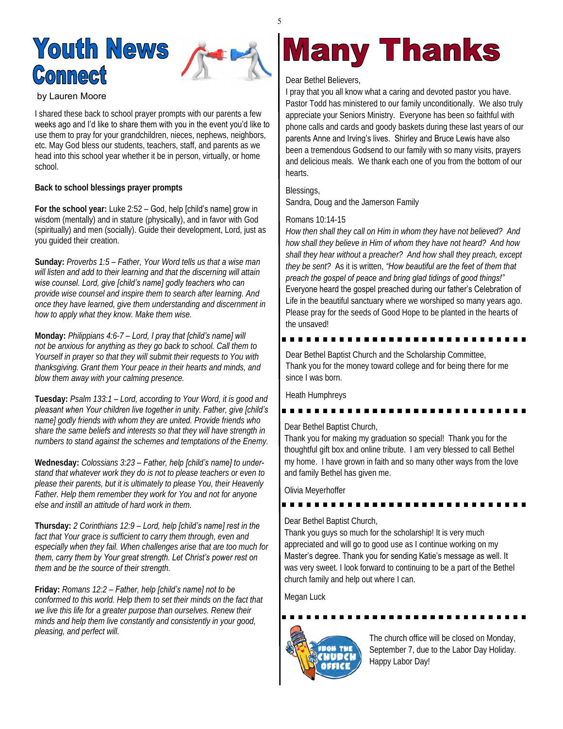# Youth News Connect

by Lauren Moore

I shared these back to school prayer prompts with our parents a few weeks ago and I'd like to share them with you in the event you'd like to use them to pray for your grandchildren, nieces, nephews, neighbors, etc. May God bless our students, teachers, staff, and parents as we head into this school year whether it be in person, virtually, or home school.

**Back to school blessings prayer prompts**

**For the school year:** Luke 2:52 – God, help [child's name] grow in wisdom (mentally) and in stature (physically), and in favor with God (spiritually) and men (socially). Guide their development, Lord, just as you guided their creation.

**Sunday:** *Proverbs 1:5 – Father, Your Word tells us that a wise man will listen and add to their learning and that the discerning will attain wise counsel. Lord, give [child's name] godly teachers who can provide wise counsel and inspire them to search after learning. And once they have learned, give them understanding and discernment in how to apply what they know. Make them wise.*

**Monday:** *Philippians 4:6-7 – Lord, I pray that [child's name] will not be anxious for anything as they go back to school. Call them to Yourself in prayer so that they will submit their requests to You with thanksgiving. Grant them Your peace in their hearts and minds, and blow them away with your calming presence.*

**Tuesday:** *Psalm 133:1 – Lord, according to Your Word, it is good and pleasant when Your children live together in unity. Father, give [child's name] godly friends with whom they are united. Provide friends who share the same beliefs and interests so that they will have strength in numbers to stand against the schemes and temptations of the Enemy.*

**Wednesday:** *Colossians 3:23 – Father, help [child's name] to understand that whatever work they do is not to please teachers or even to please their parents, but it is ultimately to please You, their Heavenly Father. Help them remember they work for You and not for anyone else and instill an attitude of hard work in them.*

**Thursday:** *2 Corinthians 12:9 – Lord, help [child's name] rest in the fact that Your grace is sufficient to carry them through, even and especially when they fail. When challenges arise that are too much for them, carry them by Your great strength. Let Christ's power rest on them and be the source of their strength.*

**Friday:** *Romans 12:2 – Father, help [child's name] not to be conformed to this world. Help them to set their minds on the fact that we live this life for a greater purpose than ourselves. Renew their minds and help them live constantly and consistently in your good, pleasing, and perfect will.*

# Many Thanks

Dear Bethel Believers,

I pray that you all know what a caring and devoted pastor you have. Pastor Todd has ministered to our family unconditionally. We also truly appreciate your Seniors Ministry. Everyone has been so faithful with phone calls and cards and goody baskets during these last years of our parents Anne and Irving's lives. Shirley and Bruce Lewis have also been a tremendous Godsend to our family with so many visits, prayers and delicious meals. We thank each one of you from the bottom of our hearts.

Blessings,
Sandra, Doug and the Jamerson Family

Romans 10:14-15

*How then shall they call on Him in whom they have not believed? And how shall they believe in Him of whom they have not heard? And how shall they hear without a preacher? And how shall they preach, except they be sent?* As it is written, *"How beautiful are the feet of them that preach the gospel of peace and bring glad tidings of good things!"* Everyone heard the gospel preached during our father's Celebration of Life in the beautiful sanctuary where we worshiped so many years ago. Please pray for the seeds of Good Hope to be planted in the hearts of the unsaved!

---

Dear Bethel Baptist Church and the Scholarship Committee,
Thank you for the money toward college and for being there for me since I was born.

Heath Humphreys

---

Dear Bethel Baptist Church,
Thank you for making my graduation so special! Thank you for the thoughtful gift box and online tribute. I am very blessed to call Bethel my home. I have grown in faith and so many other ways from the love and family Bethel has given me.

Olivia Meyerhoffer

---

Dear Bethel Baptist Church,
Thank you guys so much for the scholarship! It is very much appreciated and will go to good use as I continue working on my Master's degree. Thank you for sending Katie's message as well. It was very sweet. I look forward to continuing to be a part of the Bethel church family and help out where I can.

Megan Luck

---

**From the Church Office**

The church office will be closed on Monday, September 7, due to the Labor Day Holiday. Happy Labor Day!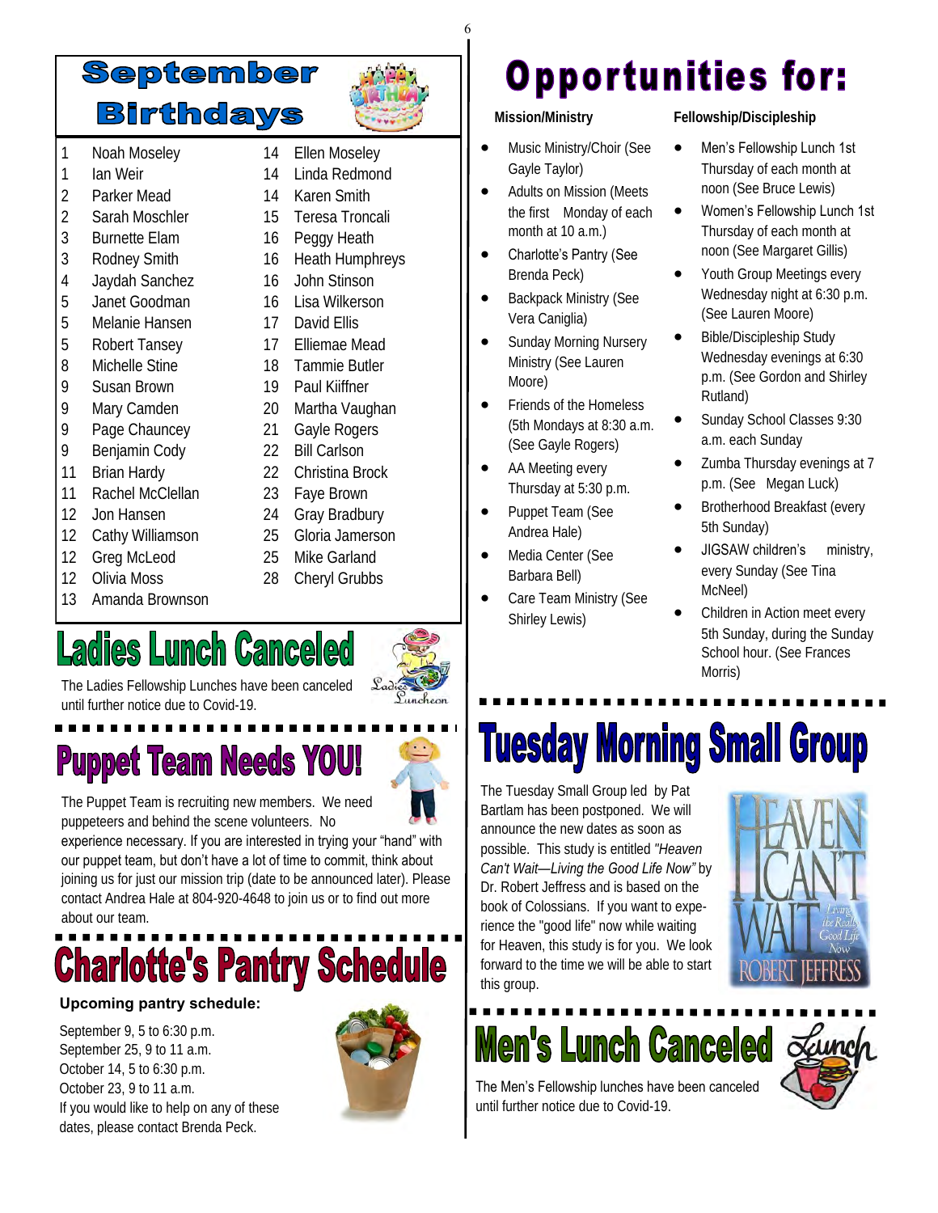# September Birthdays

| | | | |
|---|---|---|---|
| 1 | Noah Moseley | 14 | Ellen Moseley |
| 1 | Ian Weir | 14 | Linda Redmond |
| 2 | Parker Mead | 14 | Karen Smith |
| 2 | Sarah Moschler | 15 | Teresa Troncali |
| 3 | Burnette Elam | 16 | Peggy Heath |
| 3 | Rodney Smith | 16 | Heath Humphreys |
| 4 | Jaydah Sanchez | 16 | John Stinson |
| 5 | Janet Goodman | 16 | Lisa Wilkerson |
| 5 | Melanie Hansen | 17 | David Ellis |
| 5 | Robert Tansey | 17 | Elliemae Mead |
| 8 | Michelle Stine | 18 | Tammie Butler |
| 9 | Susan Brown | 19 | Paul Kiiffner |
| 9 | Mary Camden | 20 | Martha Vaughan |
| 9 | Page Chauncey | 21 | Gayle Rogers |
| 9 | Benjamin Cody | 22 | Bill Carlson |
| 11 | Brian Hardy | 22 | Christina Brock |
| 11 | Rachel McClellan | 23 | Faye Brown |
| 12 | Jon Hansen | 24 | Gray Bradbury |
| 12 | Cathy Williamson | 25 | Gloria Jamerson |
| 12 | Greg McLeod | 25 | Mike Garland |
| 12 | Olivia Moss | 28 | Cheryl Grubbs |
| 13 | Amanda Brownson | | |

# Ladies Lunch Canceled

The Ladies Fellowship Lunches have been canceled until further notice due to Covid-19.

# Puppet Team Needs YOU!

The Puppet Team is recruiting new members. We need puppeteers and behind the scene volunteers. No experience necessary. If you are interested in trying your "hand" with our puppet team, but don't have a lot of time to commit, think about joining us for just our mission trip (date to be announced later). Please contact Andrea Hale at 804-920-4648 to join us or to find out more about our team.

# Charlotte's Pantry Schedule

**Upcoming pantry schedule:**

September 9, 5 to 6:30 p.m.
September 25, 9 to 11 a.m.
October 14, 5 to 6:30 p.m.
October 23, 9 to 11 a.m.
If you would like to help on any of these dates, please contact Brenda Peck.

# Opportunities for:

### Mission/Ministry

- Music Ministry/Choir (See Gayle Taylor)
- Adults on Mission (Meets the first Monday of each month at 10 a.m.)
- Charlotte's Pantry (See Brenda Peck)
- Backpack Ministry (See Vera Caniglia)
- Sunday Morning Nursery Ministry (See Lauren Moore)
- Friends of the Homeless (5th Mondays at 8:30 a.m. (See Gayle Rogers)
- AA Meeting every Thursday at 5:30 p.m.
- Puppet Team (See Andrea Hale)
- Media Center (See Barbara Bell)
- Care Team Ministry (See Shirley Lewis)

### Fellowship/Discipleship

- Men's Fellowship Lunch 1st Thursday of each month at noon (See Bruce Lewis)
- Women's Fellowship Lunch 1st Thursday of each month at noon (See Margaret Gillis)
- Youth Group Meetings every Wednesday night at 6:30 p.m. (See Lauren Moore)
- Bible/Discipleship Study Wednesday evenings at 6:30 p.m. (See Gordon and Shirley Rutland)
- Sunday School Classes 9:30 a.m. each Sunday
- Zumba Thursday evenings at 7 p.m. (See Megan Luck)
- Brotherhood Breakfast (every 5th Sunday)
- JIGSAW children's ministry, every Sunday (See Tina McNeel)
- Children in Action meet every 5th Sunday, during the Sunday School hour. (See Frances Morris)

# Tuesday Morning Small Group

The Tuesday Small Group led by Pat Bartlam has been postponed. We will announce the new dates as soon as possible. This study is entitled *"Heaven Can't Wait—Living the Good Life Now"* by Dr. Robert Jeffress and is based on the book of Colossians. If you want to experience the "good life" now while waiting for Heaven, this study is for you. We look forward to the time we will be able to start this group.

# Men's Lunch Canceled

The Men's Fellowship lunches have been canceled until further notice due to Covid-19.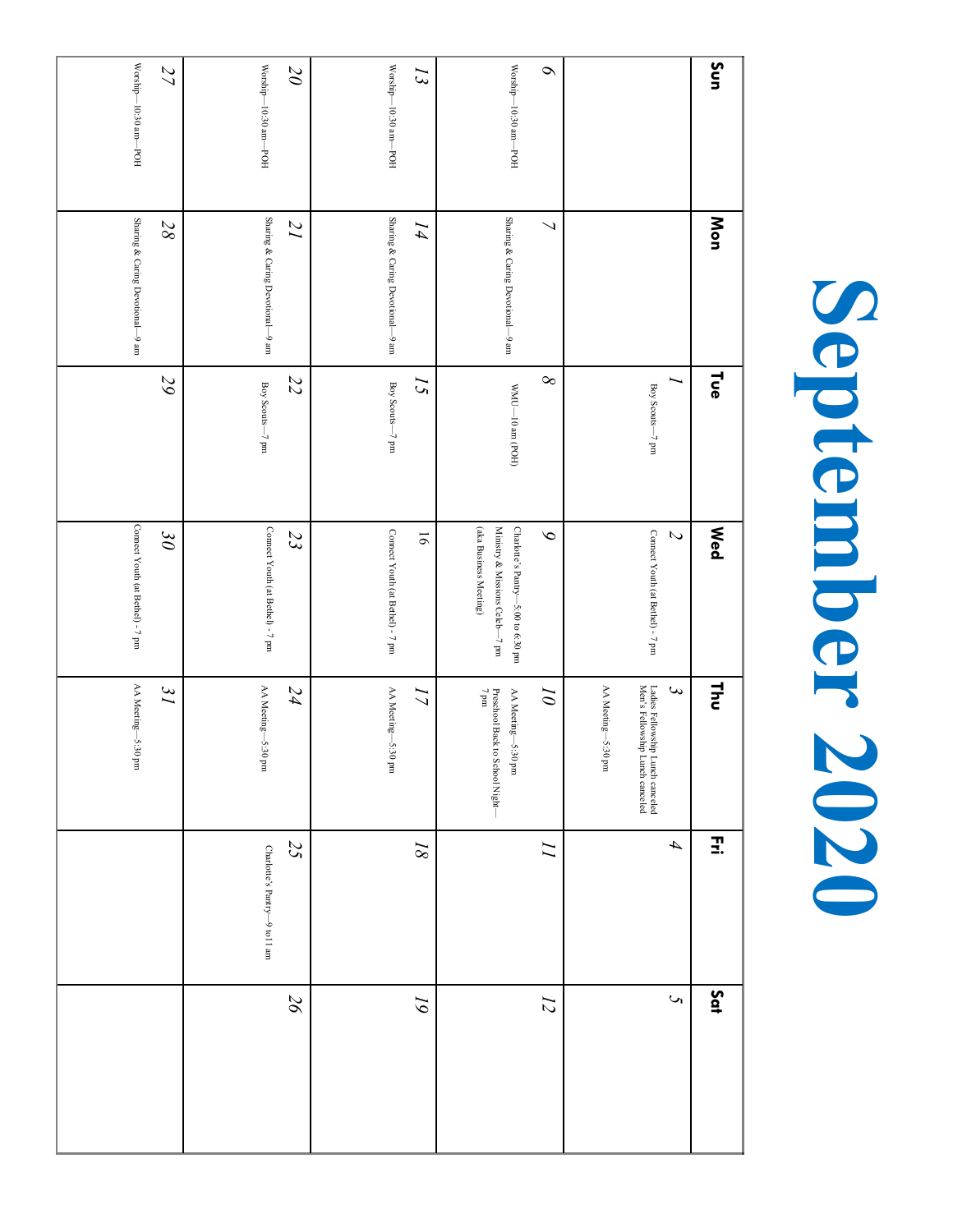# September 2020

| Sun | Mon | Tue | Wed | Thu | Fri | Sat |
|---|---|---|---|---|---|---|
| | | 1<br>Boy Scouts—7 pm | 2<br>Connect Youth (at Bethel) - 7 pm | 3<br>Ladies Fellowship Lunch canceled<br>Men's Fellowship Lunch canceled<br>AA Meeting—5:30 pm | 4 | 5 |
| 6<br>Worship—10:30 am—POH | 7<br>Sharing & Caring Devotional—9 am | 8<br>WMU—10 am (POH) | 9<br>Charlotte's Pantry—5:00 to 6:30 pm<br>Ministry & Missions Celeb—7 pm (aka Business Meeting) | 10<br>AA Meeting—5:30 pm<br>Preschool Back to School Night—7 pm | 11 | 12 |
| 13<br>Worship—10:30 am—POH | 14<br>Sharing & Caring Devotional—9 am | 15<br>Boy Scouts—7 pm | 16<br>Connect Youth (at Bethel) - 7 pm | 17<br>AA Meeting—5:30 pm | 18 | 19 |
| 20<br>Worship—10:30 am—POH | 21<br>Sharing & Caring Devotional—9 am | 22<br>Boy Scouts—7 pm | 23<br>Connect Youth (at Bethel) - 7 pm | 24<br>AA Meeting—5:30 pm | 25<br>Charlote's Pantry—9 to 11 am | 26 |
| 27<br>Worship—10:30 am—POH | 28<br>Sharing & Caring Devotional—9 am | 29 | 30<br>Connect Youth (at Bethel) - 7 pm | 31<br>AA Meeting—5:30 pm | | |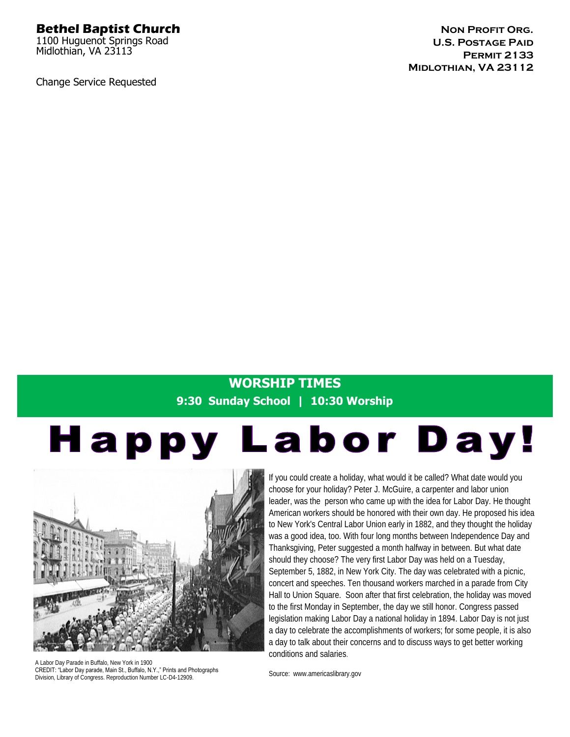**Bethel Baptist Church**
1100 Huguenot Springs Road
Midlothian, VA 23113

Change Service Requested

**NON PROFIT ORG.**
**U.S. POSTAGE PAID**
**PERMIT 2133**
**MIDLOTHIAN, VA 23112**

**WORSHIP TIMES**

**9:30 Sunday School | 10:30 Worship**

# Happy Labor Day!

If you could create a holiday, what would it be called? What date would you choose for your holiday? Peter J. McGuire, a carpenter and labor union leader, was the person who came up with the idea for Labor Day. He thought American workers should be honored with their own day. He proposed his idea to New York's Central Labor Union early in 1882, and they thought the holiday was a good idea, too. With four long months between Independence Day and Thanksgiving, Peter suggested a month halfway in between. But what date should they choose? The very first Labor Day was held on a Tuesday, September 5, 1882, in New York City. The day was celebrated with a picnic, concert and speeches. Ten thousand workers marched in a parade from City Hall to Union Square. Soon after that first celebration, the holiday was moved to the first Monday in September, the day we still honor. Congress passed legislation making Labor Day a national holiday in 1894. Labor Day is not just a day to celebrate the accomplishments of workers; for some people, it is also a day to talk about their concerns and to discuss ways to get better working conditions and salaries.

Source: www.americaslibrary.gov

A Labor Day Parade in Buffalo, New York in 1900
CREDIT: "Labor Day parade, Main St., Buffalo, N.Y.," Prints and Photographs Division, Library of Congress. Reproduction Number LC-D4-12909.